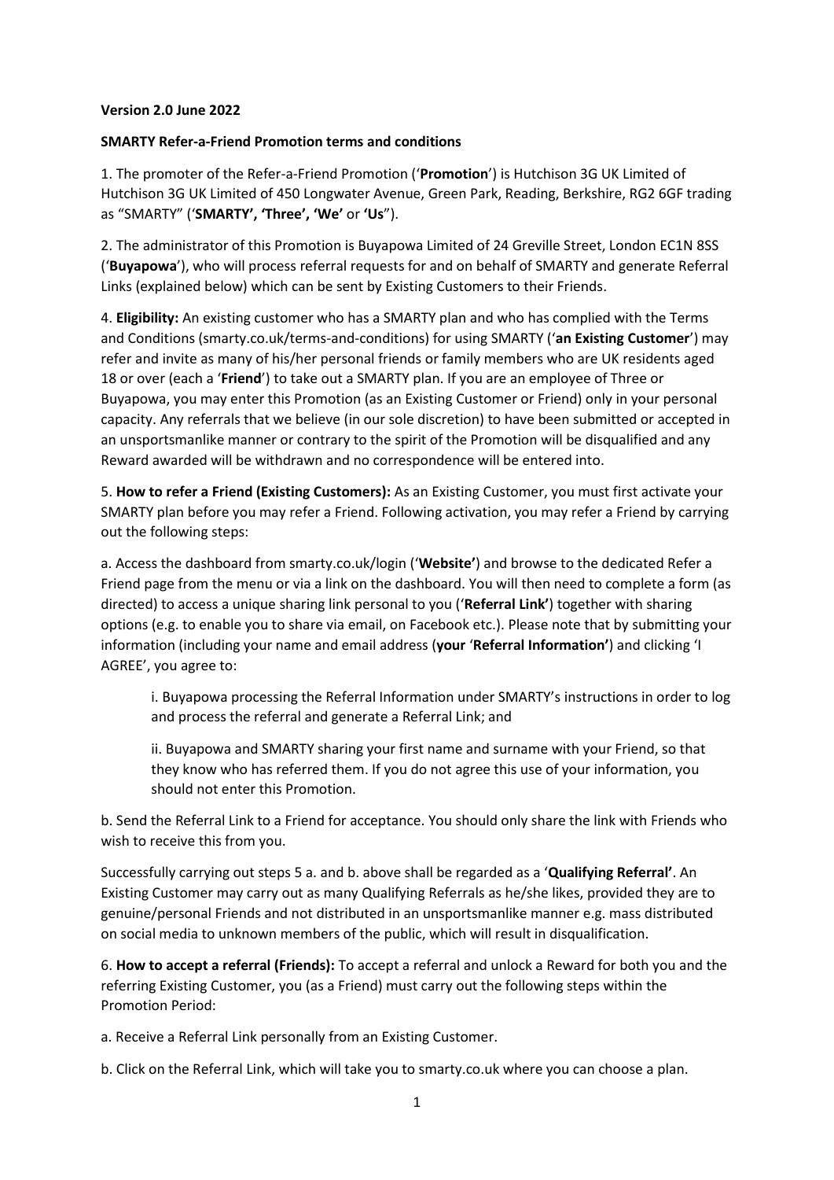**Version 2.0 June 2022**

**SMARTY Refer-a-Friend Promotion terms and conditions**

1. The promoter of the Refer-a-Friend Promotion ('**Promotion**') is Hutchison 3G UK Limited of Hutchison 3G UK Limited of 450 Longwater Avenue, Green Park, Reading, Berkshire, RG2 6GF trading as "SMARTY" ('**SMARTY', 'Three', 'We'** or **'Us'**).

2. The administrator of this Promotion is Buyapowa Limited of 24 Greville Street, London EC1N 8SS ('**Buyapowa**'), who will process referral requests for and on behalf of SMARTY and generate Referral Links (explained below) which can be sent by Existing Customers to their Friends.

4. **Eligibility:** An existing customer who has a SMARTY plan and who has complied with the Terms and Conditions (smarty.co.uk/terms-and-conditions) for using SMARTY ('**an Existing Customer**') may refer and invite as many of his/her personal friends or family members who are UK residents aged 18 or over (each a '**Friend**') to take out a SMARTY plan. If you are an employee of Three or Buyapowa, you may enter this Promotion (as an Existing Customer or Friend) only in your personal capacity. Any referrals that we believe (in our sole discretion) to have been submitted or accepted in an unsportsmanlike manner or contrary to the spirit of the Promotion will be disqualified and any Reward awarded will be withdrawn and no correspondence will be entered into.

5. **How to refer a Friend (Existing Customers):** As an Existing Customer, you must first activate your SMARTY plan before you may refer a Friend. Following activation, you may refer a Friend by carrying out the following steps:

a. Access the dashboard from smarty.co.uk/login ('**Website'**) and browse to the dedicated Refer a Friend page from the menu or via a link on the dashboard. You will then need to complete a form (as directed) to access a unique sharing link personal to you ('**Referral Link'**) together with sharing options (e.g. to enable you to share via email, on Facebook etc.). Please note that by submitting your information (including your name and email address (**your** '**Referral Information'**) and clicking 'I AGREE', you agree to:

> i. Buyapowa processing the Referral Information under SMARTY's instructions in order to log and process the referral and generate a Referral Link; and
>
> ii. Buyapowa and SMARTY sharing your first name and surname with your Friend, so that they know who has referred them. If you do not agree this use of your information, you should not enter this Promotion.

b. Send the Referral Link to a Friend for acceptance. You should only share the link with Friends who wish to receive this from you.

Successfully carrying out steps 5 a. and b. above shall be regarded as a '**Qualifying Referral'**. An Existing Customer may carry out as many Qualifying Referrals as he/she likes, provided they are to genuine/personal Friends and not distributed in an unsportsmanlike manner e.g. mass distributed on social media to unknown members of the public, which will result in disqualification.

6. **How to accept a referral (Friends):** To accept a referral and unlock a Reward for both you and the referring Existing Customer, you (as a Friend) must carry out the following steps within the Promotion Period:

a. Receive a Referral Link personally from an Existing Customer.

b. Click on the Referral Link, which will take you to smarty.co.uk where you can choose a plan.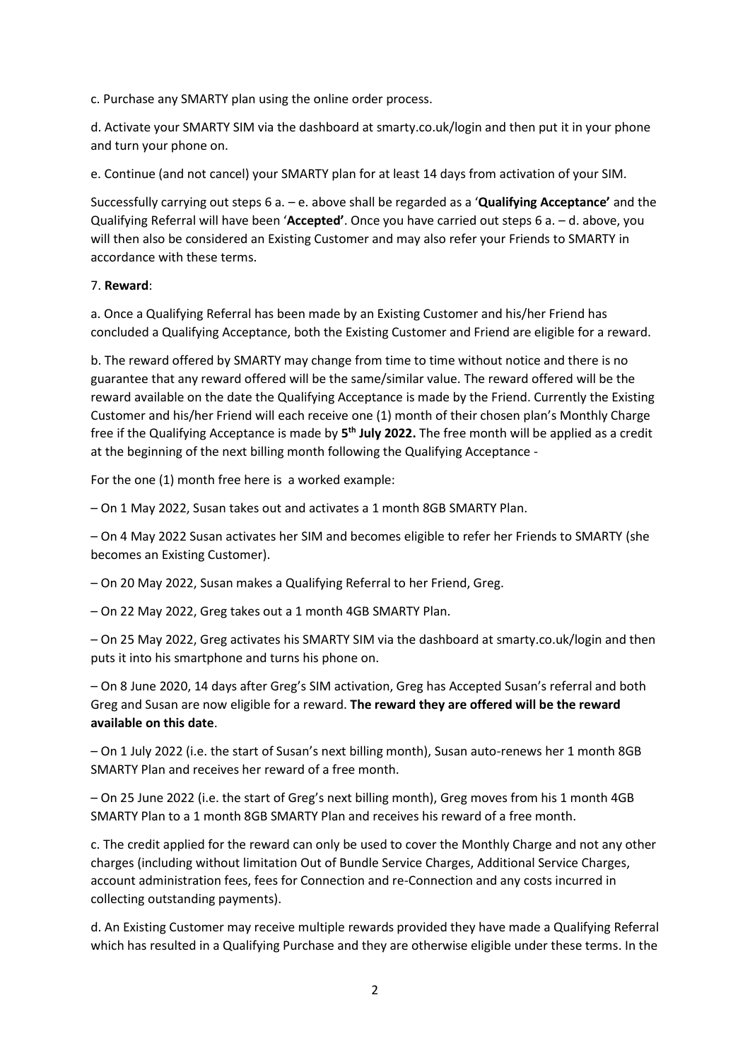c. Purchase any SMARTY plan using the online order process.

d. Activate your SMARTY SIM via the dashboard at smarty.co.uk/login and then put it in your phone and turn your phone on.

e. Continue (and not cancel) your SMARTY plan for at least 14 days from activation of your SIM.

Successfully carrying out steps 6 a. – e. above shall be regarded as a '**Qualifying Acceptance'** and the Qualifying Referral will have been '**Accepted'**. Once you have carried out steps 6 a. – d. above, you will then also be considered an Existing Customer and may also refer your Friends to SMARTY in accordance with these terms.

7. **Reward**:

a. Once a Qualifying Referral has been made by an Existing Customer and his/her Friend has concluded a Qualifying Acceptance, both the Existing Customer and Friend are eligible for a reward.

b. The reward offered by SMARTY may change from time to time without notice and there is no guarantee that any reward offered will be the same/similar value. The reward offered will be the reward available on the date the Qualifying Acceptance is made by the Friend. Currently the Existing Customer and his/her Friend will each receive one (1) month of their chosen plan's Monthly Charge free if the Qualifying Acceptance is made by **5th July 2022.** The free month will be applied as a credit at the beginning of the next billing month following the Qualifying Acceptance -

For the one (1) month free here is a worked example:

– On 1 May 2022, Susan takes out and activates a 1 month 8GB SMARTY Plan.

– On 4 May 2022 Susan activates her SIM and becomes eligible to refer her Friends to SMARTY (she becomes an Existing Customer).

– On 20 May 2022, Susan makes a Qualifying Referral to her Friend, Greg.

– On 22 May 2022, Greg takes out a 1 month 4GB SMARTY Plan.

– On 25 May 2022, Greg activates his SMARTY SIM via the dashboard at smarty.co.uk/login and then puts it into his smartphone and turns his phone on.

– On 8 June 2020, 14 days after Greg's SIM activation, Greg has Accepted Susan's referral and both Greg and Susan are now eligible for a reward. **The reward they are offered will be the reward available on this date**.

– On 1 July 2022 (i.e. the start of Susan's next billing month), Susan auto-renews her 1 month 8GB SMARTY Plan and receives her reward of a free month.

– On 25 June 2022 (i.e. the start of Greg's next billing month), Greg moves from his 1 month 4GB SMARTY Plan to a 1 month 8GB SMARTY Plan and receives his reward of a free month.

c. The credit applied for the reward can only be used to cover the Monthly Charge and not any other charges (including without limitation Out of Bundle Service Charges, Additional Service Charges, account administration fees, fees for Connection and re-Connection and any costs incurred in collecting outstanding payments).

d. An Existing Customer may receive multiple rewards provided they have made a Qualifying Referral which has resulted in a Qualifying Purchase and they are otherwise eligible under these terms. In the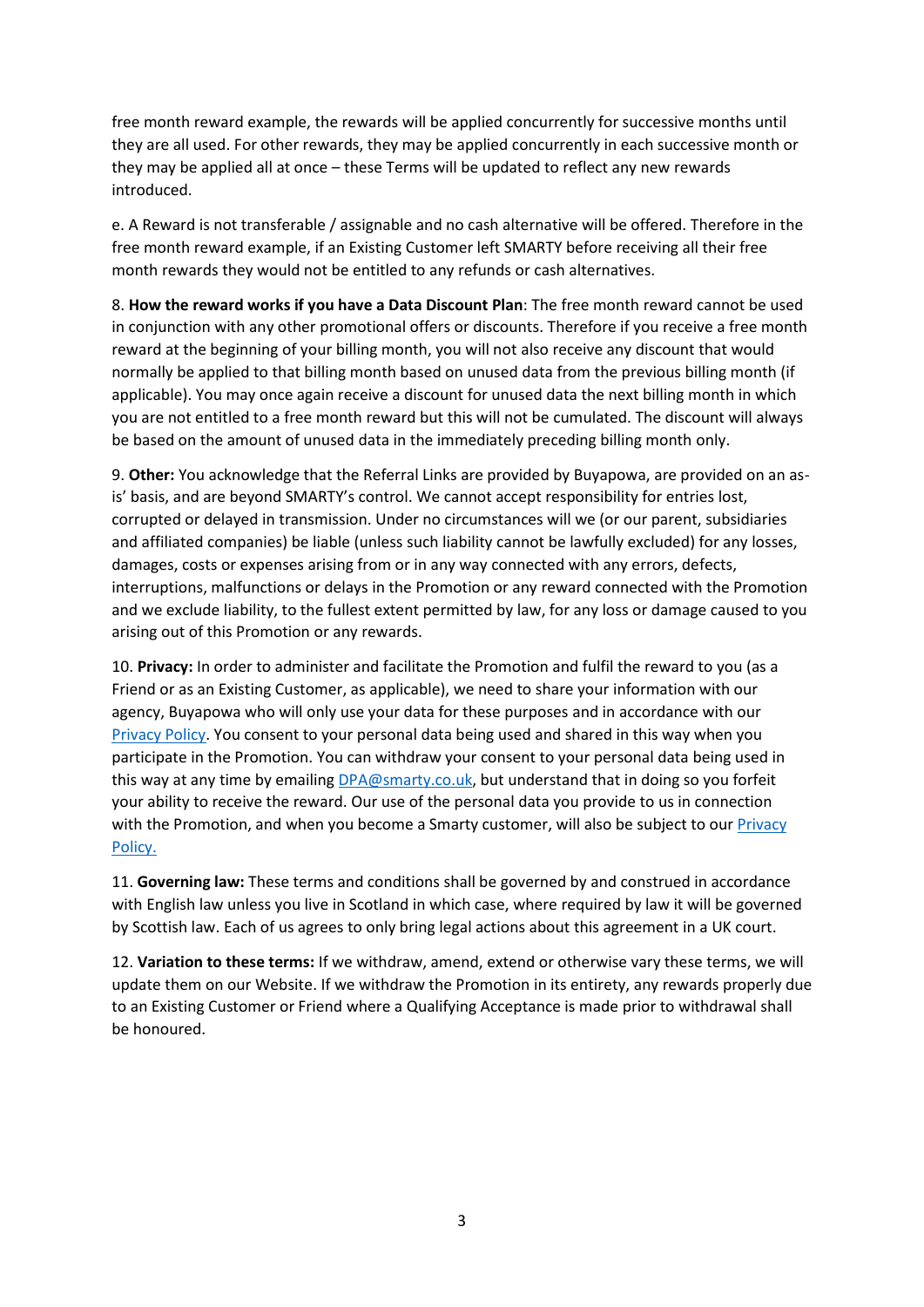free month reward example, the rewards will be applied concurrently for successive months until they are all used. For other rewards, they may be applied concurrently in each successive month or they may be applied all at once – these Terms will be updated to reflect any new rewards introduced.

e. A Reward is not transferable / assignable and no cash alternative will be offered. Therefore in the free month reward example, if an Existing Customer left SMARTY before receiving all their free month rewards they would not be entitled to any refunds or cash alternatives.

8. **How the reward works if you have a Data Discount Plan**: The free month reward cannot be used in conjunction with any other promotional offers or discounts. Therefore if you receive a free month reward at the beginning of your billing month, you will not also receive any discount that would normally be applied to that billing month based on unused data from the previous billing month (if applicable). You may once again receive a discount for unused data the next billing month in which you are not entitled to a free month reward but this will not be cumulated. The discount will always be based on the amount of unused data in the immediately preceding billing month only.

9. **Other:** You acknowledge that the Referral Links are provided by Buyapowa, are provided on an as-is' basis, and are beyond SMARTY's control. We cannot accept responsibility for entries lost, corrupted or delayed in transmission. Under no circumstances will we (or our parent, subsidiaries and affiliated companies) be liable (unless such liability cannot be lawfully excluded) for any losses, damages, costs or expenses arising from or in any way connected with any errors, defects, interruptions, malfunctions or delays in the Promotion or any reward connected with the Promotion and we exclude liability, to the fullest extent permitted by law, for any loss or damage caused to you arising out of this Promotion or any rewards.

10. **Privacy:** In order to administer and facilitate the Promotion and fulfil the reward to you (as a Friend or as an Existing Customer, as applicable), we need to share your information with our agency, Buyapowa who will only use your data for these purposes and in accordance with our Privacy Policy. You consent to your personal data being used and shared in this way when you participate in the Promotion. You can withdraw your consent to your personal data being used in this way at any time by emailing DPA@smarty.co.uk, but understand that in doing so you forfeit your ability to receive the reward. Our use of the personal data you provide to us in connection with the Promotion, and when you become a Smarty customer, will also be subject to our Privacy Policy.

11. **Governing law:** These terms and conditions shall be governed by and construed in accordance with English law unless you live in Scotland in which case, where required by law it will be governed by Scottish law. Each of us agrees to only bring legal actions about this agreement in a UK court.

12. **Variation to these terms:** If we withdraw, amend, extend or otherwise vary these terms, we will update them on our Website. If we withdraw the Promotion in its entirety, any rewards properly due to an Existing Customer or Friend where a Qualifying Acceptance is made prior to withdrawal shall be honoured.